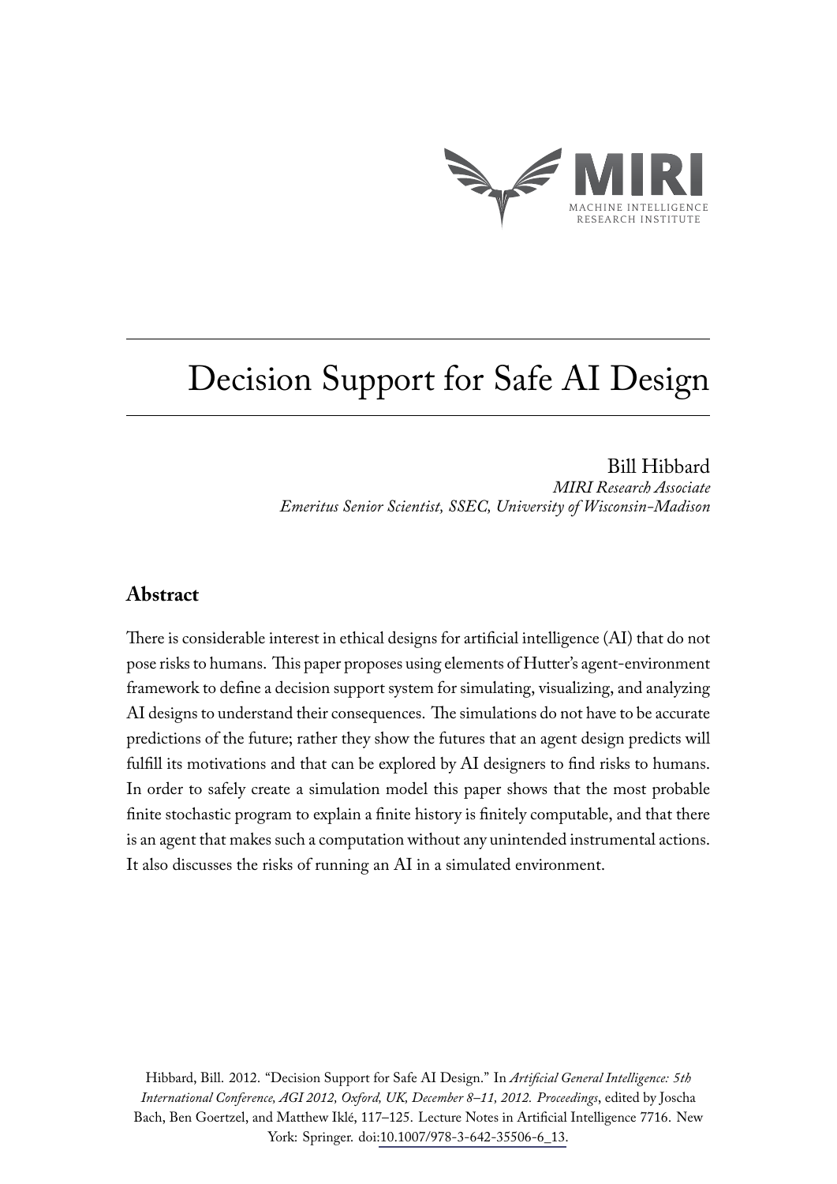MIRI

MACHINE INTELLIGENCE RESEARCH INSTITUTE

# Decision Support for Safe AI Design

Bill Hibbard

*MIRI Research Associate*

*Emeritus Senior Scientist, SSEC, University of Wisconsin-Madison*

## Abstract

There is considerable interest in ethical designs for artificial intelligence (AI) that do not pose risks to humans. This paper proposes using elements of Hutter's agent-environment framework to define a decision support system for simulating, visualizing, and analyzing AI designs to understand their consequences. The simulations do not have to be accurate predictions of the future; rather they show the futures that an agent design predicts will fulfill its motivations and that can be explored by AI designers to find risks to humans. In order to safely create a simulation model this paper shows that the most probable finite stochastic program to explain a finite history is finitely computable, and that there is an agent that makes such a computation without any unintended instrumental actions. It also discusses the risks of running an AI in a simulated environment.

Hibbard, Bill. 2012. "Decision Support for Safe AI Design." In *Artificial General Intelligence: 5th International Conference, AGI 2012, Oxford, UK, December 8–11, 2012. Proceedings*, edited by Joscha Bach, Ben Goertzel, and Matthew Iklé, 117–125. Lecture Notes in Artificial Intelligence 7716. New York: Springer. doi:10.1007/978-3-642-35506-6_13.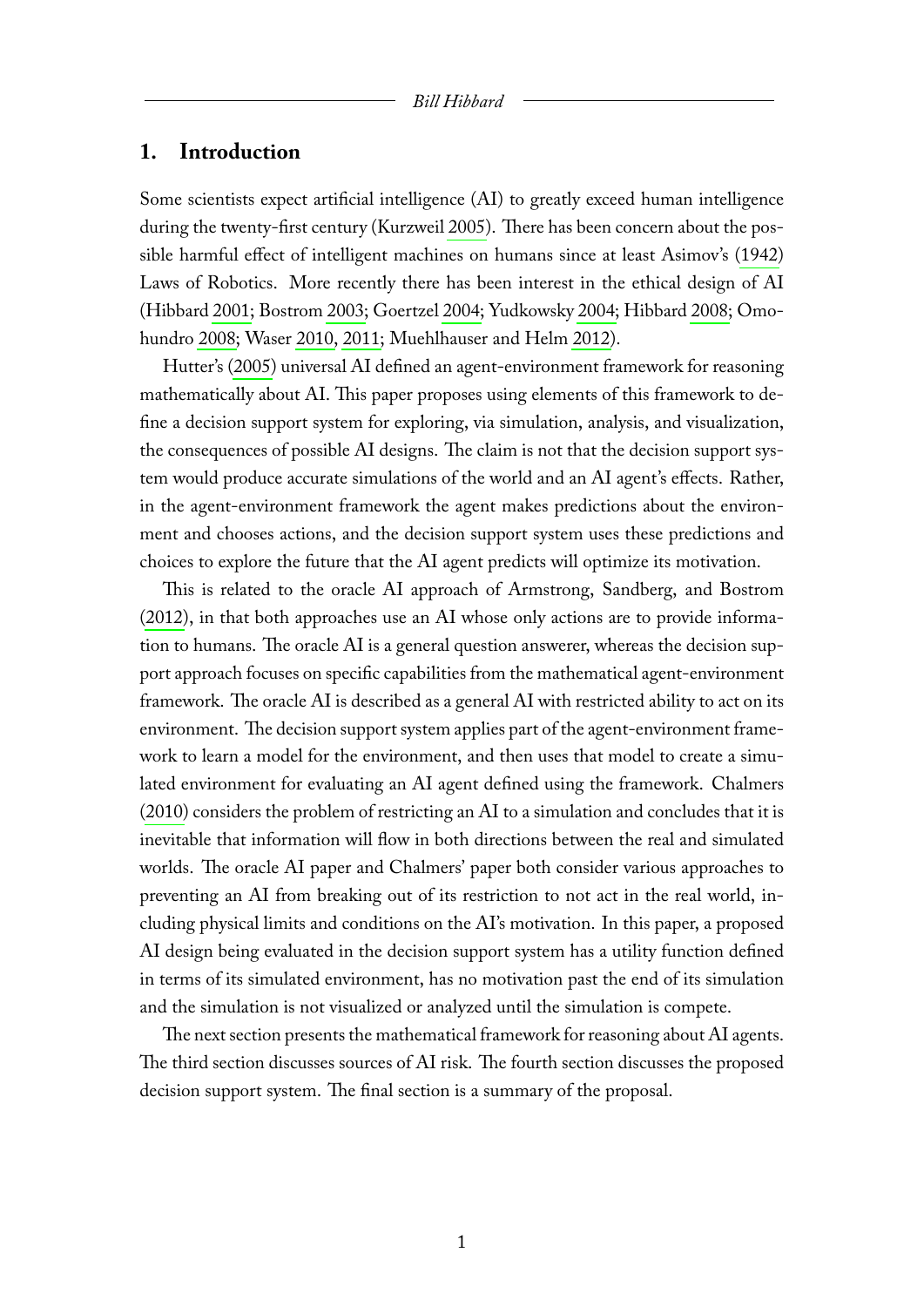## 1. Introduction

Some scientists expect artificial intelligence (AI) to greatly exceed human intelligence during the twenty-first century (Kurzweil 2005). There has been concern about the possible harmful effect of intelligent machines on humans since at least Asimov's (1942) Laws of Robotics. More recently there has been interest in the ethical design of AI (Hibbard 2001; Bostrom 2003; Goertzel 2004; Yudkowsky 2004; Hibbard 2008; Omohundro 2008; Waser 2010, 2011; Muehlhauser and Helm 2012).

Hutter's (2005) universal AI defined an agent-environment framework for reasoning mathematically about AI. This paper proposes using elements of this framework to define a decision support system for exploring, via simulation, analysis, and visualization, the consequences of possible AI designs. The claim is not that the decision support system would produce accurate simulations of the world and an AI agent's effects. Rather, in the agent-environment framework the agent makes predictions about the environment and chooses actions, and the decision support system uses these predictions and choices to explore the future that the AI agent predicts will optimize its motivation.

This is related to the oracle AI approach of Armstrong, Sandberg, and Bostrom (2012), in that both approaches use an AI whose only actions are to provide information to humans. The oracle AI is a general question answerer, whereas the decision support approach focuses on specific capabilities from the mathematical agent-environment framework. The oracle AI is described as a general AI with restricted ability to act on its environment. The decision support system applies part of the agent-environment framework to learn a model for the environment, and then uses that model to create a simulated environment for evaluating an AI agent defined using the framework. Chalmers (2010) considers the problem of restricting an AI to a simulation and concludes that it is inevitable that information will flow in both directions between the real and simulated worlds. The oracle AI paper and Chalmers' paper both consider various approaches to preventing an AI from breaking out of its restriction to not act in the real world, including physical limits and conditions on the AI's motivation. In this paper, a proposed AI design being evaluated in the decision support system has a utility function defined in terms of its simulated environment, has no motivation past the end of its simulation and the simulation is not visualized or analyzed until the simulation is compete.

The next section presents the mathematical framework for reasoning about AI agents. The third section discusses sources of AI risk. The fourth section discusses the proposed decision support system. The final section is a summary of the proposal.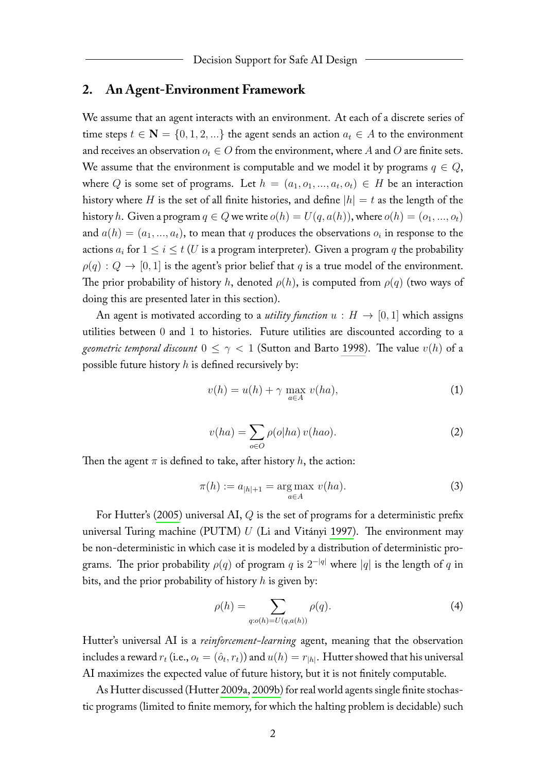## 2. An Agent-Environment Framework

We assume that an agent interacts with an environment. At each of a discrete series of time steps $t \in \mathbf{N} = \{0, 1, 2, ...\}$ the agent sends an action $a_t \in A$ to the environment and receives an observation $o_t \in O$ from the environment, where $A$ and $O$ are finite sets. We assume that the environment is computable and we model it by programs $q \in Q$, where $Q$ is some set of programs. Let $h = (a_1, o_1, ..., a_t, o_t) \in H$ be an interaction history where $H$ is the set of all finite histories, and define $|h| = t$ as the length of the history $h$. Given a program $q \in Q$ we write $o(h) = U(q, a(h))$, where $o(h) = (o_1, ..., o_t)$ and $a(h) = (a_1, ..., a_t)$, to mean that $q$ produces the observations $o_i$ in response to the actions $a_i$ for $1 \leq i \leq t$ ($U$ is a program interpreter). Given a program $q$ the probability $\rho(q) : Q \to [0, 1]$ is the agent's prior belief that $q$ is a true model of the environment. The prior probability of history $h$, denoted $\rho(h)$, is computed from $\rho(q)$ (two ways of doing this are presented later in this section).

An agent is motivated according to a *utility function* $u : H \to [0, 1]$ which assigns utilities between 0 and 1 to histories. Future utilities are discounted according to a *geometric temporal discount* $0 \leq \gamma < 1$ (Sutton and Barto 1998). The value $v(h)$ of a possible future history $h$ is defined recursively by:

$$v(h) = u(h) + \gamma \max_{a \in A} v(ha), \tag{1}$$

$$v(ha) = \sum_{o \in O} \rho(o|ha)\, v(hao). \tag{2}$$

Then the agent $\pi$ is defined to take, after history $h$, the action:

$$\pi(h) := a_{|h|+1} = \arg\max_{a \in A} v(ha). \tag{3}$$

For Hutter's (2005) universal AI, $Q$ is the set of programs for a deterministic prefix universal Turing machine (PUTM) $U$ (Li and Vitányi 1997). The environment may be non-deterministic in which case it is modeled by a distribution of deterministic programs. The prior probability $\rho(q)$ of program $q$ is $2^{-|q|}$ where $|q|$ is the length of $q$ in bits, and the prior probability of history $h$ is given by:

$$\rho(h) = \sum_{q : o(h) = U(q, a(h))} \rho(q). \tag{4}$$

Hutter's universal AI is a *reinforcement-learning* agent, meaning that the observation includes a reward $r_t$ (i.e., $o_t = (\hat{o}_t, r_t)$) and $u(h) = r_{|h|}$. Hutter showed that his universal AI maximizes the expected value of future history, but it is not finitely computable.

As Hutter discussed (Hutter 2009a, 2009b) for real world agents single finite stochastic programs (limited to finite memory, for which the halting problem is decidable) such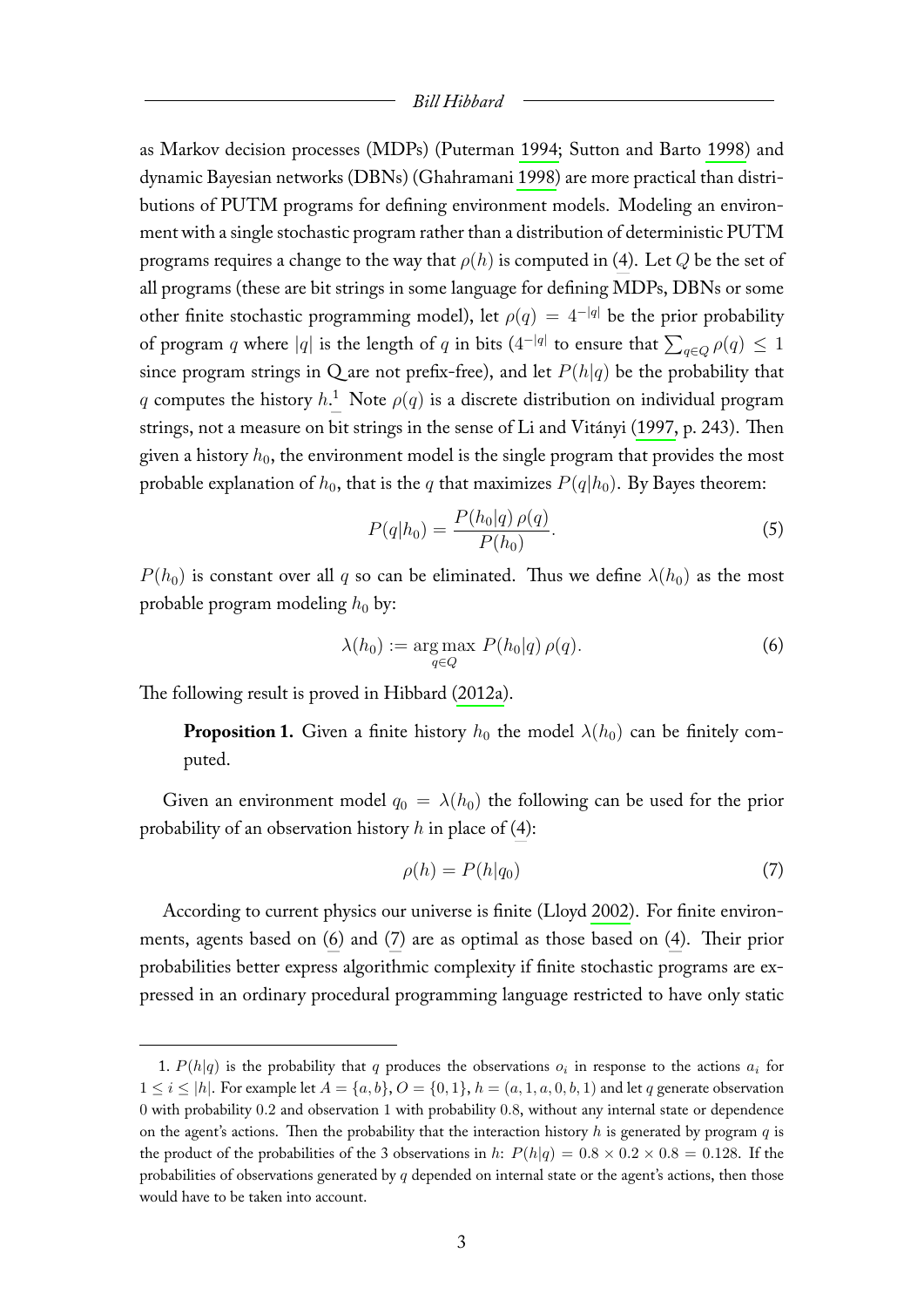as Markov decision processes (MDPs) (Puterman 1994; Sutton and Barto 1998) and dynamic Bayesian networks (DBNs) (Ghahramani 1998) are more practical than distributions of PUTM programs for defining environment models. Modeling an environment with a single stochastic program rather than a distribution of deterministic PUTM programs requires a change to the way that $\rho(h)$ is computed in (4). Let $Q$ be the set of all programs (these are bit strings in some language for defining MDPs, DBNs or some other finite stochastic programming model), let $\rho(q) = 4^{-|q|}$ be the prior probability of program $q$ where $|q|$ is the length of $q$ in bits ($4^{-|q|}$ to ensure that $\sum_{q \in Q} \rho(q) \leq 1$ since program strings in Q are not prefix-free), and let $P(h|q)$ be the probability that $q$ computes the history $h$.[1] Note $\rho(q)$ is a discrete distribution on individual program strings, not a measure on bit strings in the sense of Li and Vitányi (1997, p. 243). Then given a history $h_0$, the environment model is the single program that provides the most probable explanation of $h_0$, that is the $q$ that maximizes $P(q|h_0)$. By Bayes theorem:

$$P(q|h_0) = \frac{P(h_0|q)\,\rho(q)}{P(h_0)}. \tag{5}$$

$P(h_0)$ is constant over all $q$ so can be eliminated. Thus we define $\lambda(h_0)$ as the most probable program modeling $h_0$ by:

$$\lambda(h_0) := \underset{q \in Q}{\arg\max}\; P(h_0|q)\,\rho(q). \tag{6}$$

The following result is proved in Hibbard (2012a).

> **Proposition 1.** Given a finite history $h_0$ the model $\lambda(h_0)$ can be finitely computed.

Given an environment model $q_0 = \lambda(h_0)$ the following can be used for the prior probability of an observation history $h$ in place of (4):

$$\rho(h) = P(h|q_0) \tag{7}$$

According to current physics our universe is finite (Lloyd 2002). For finite environments, agents based on (6) and (7) are as optimal as those based on (4). Their prior probabilities better express algorithmic complexity if finite stochastic programs are expressed in an ordinary procedural programming language restricted to have only static

---

1. $P(h|q)$ is the probability that $q$ produces the observations $o_i$ in response to the actions $a_i$ for $1 \leq i \leq |h|$. For example let $A = \{a, b\}$, $O = \{0, 1\}$, $h = (a, 1, a, 0, b, 1)$ and let $q$ generate observation 0 with probability 0.2 and observation 1 with probability 0.8, without any internal state or dependence on the agent's actions. Then the probability that the interaction history $h$ is generated by program $q$ is the product of the probabilities of the 3 observations in $h$: $P(h|q) = 0.8 \times 0.2 \times 0.8 = 0.128$. If the probabilities of observations generated by $q$ depended on internal state or the agent's actions, then those would have to be taken into account.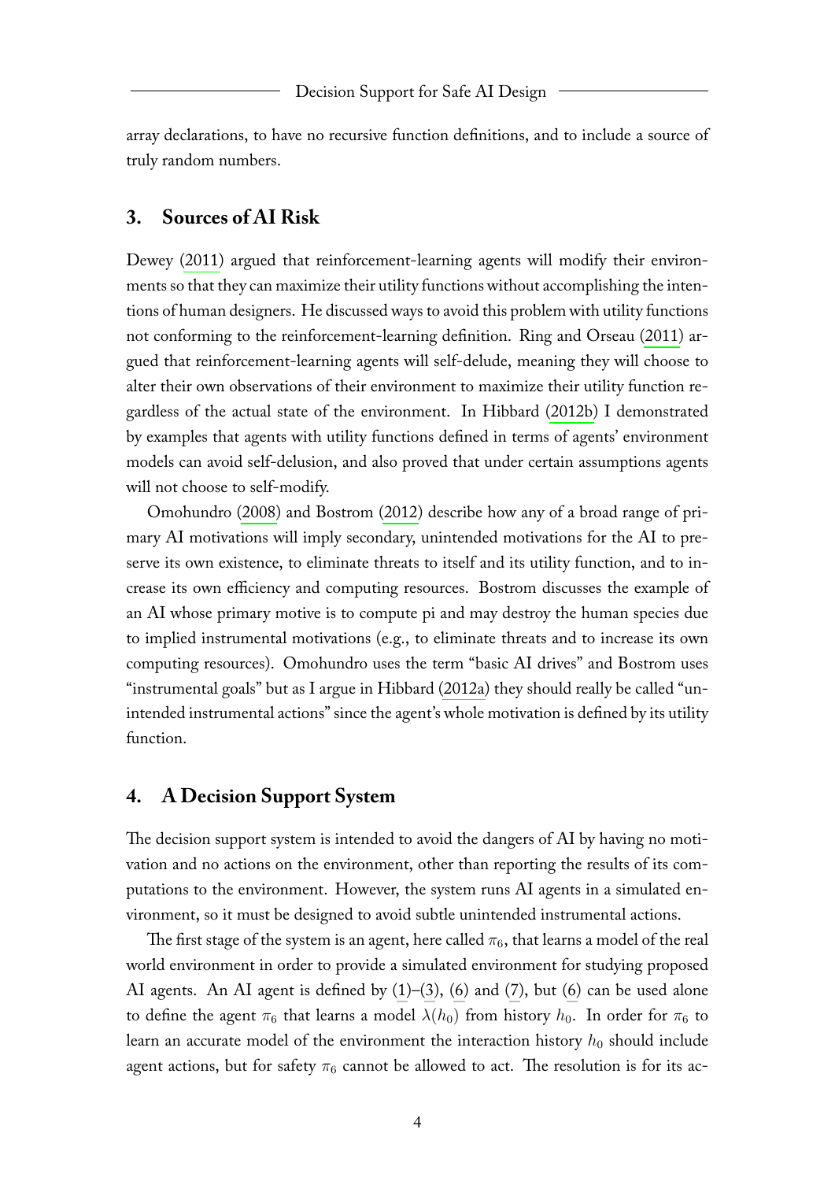array declarations, to have no recursive function definitions, and to include a source of truly random numbers.

## 3. Sources of AI Risk

Dewey (2011) argued that reinforcement-learning agents will modify their environments so that they can maximize their utility functions without accomplishing the intentions of human designers. He discussed ways to avoid this problem with utility functions not conforming to the reinforcement-learning definition. Ring and Orseau (2011) argued that reinforcement-learning agents will self-delude, meaning they will choose to alter their own observations of their environment to maximize their utility function regardless of the actual state of the environment. In Hibbard (2012b) I demonstrated by examples that agents with utility functions defined in terms of agents' environment models can avoid self-delusion, and also proved that under certain assumptions agents will not choose to self-modify.

Omohundro (2008) and Bostrom (2012) describe how any of a broad range of primary AI motivations will imply secondary, unintended motivations for the AI to preserve its own existence, to eliminate threats to itself and its utility function, and to increase its own efficiency and computing resources. Bostrom discusses the example of an AI whose primary motive is to compute pi and may destroy the human species due to implied instrumental motivations (e.g., to eliminate threats and to increase its own computing resources). Omohundro uses the term "basic AI drives" and Bostrom uses "instrumental goals" but as I argue in Hibbard (2012a) they should really be called "unintended instrumental actions" since the agent's whole motivation is defined by its utility function.

## 4. A Decision Support System

The decision support system is intended to avoid the dangers of AI by having no motivation and no actions on the environment, other than reporting the results of its computations to the environment. However, the system runs AI agents in a simulated environment, so it must be designed to avoid subtle unintended instrumental actions.

The first stage of the system is an agent, here called $\pi_6$, that learns a model of the real world environment in order to provide a simulated environment for studying proposed AI agents. An AI agent is defined by (1)–(3), (6) and (7), but (6) can be used alone to define the agent $\pi_6$ that learns a model $\lambda(h_0)$ from history $h_0$. In order for $\pi_6$ to learn an accurate model of the environment the interaction history $h_0$ should include agent actions, but for safety $\pi_6$ cannot be allowed to act. The resolution is for its ac-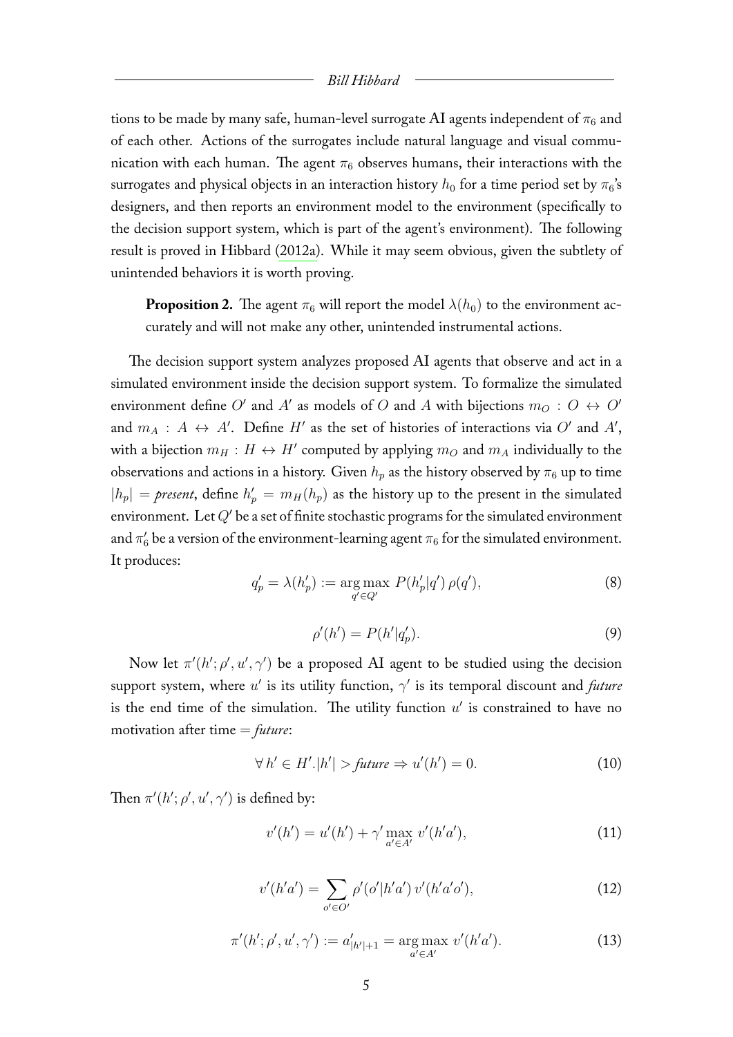tions to be made by many safe, human-level surrogate AI agents independent of $\pi_6$ and of each other. Actions of the surrogates include natural language and visual communication with each human. The agent $\pi_6$ observes humans, their interactions with the surrogates and physical objects in an interaction history $h_0$ for a time period set by $\pi_6$'s designers, and then reports an environment model to the environment (specifically to the decision support system, which is part of the agent's environment). The following result is proved in Hibbard (2012a). While it may seem obvious, given the subtlety of unintended behaviors it is worth proving.

> **Proposition 2.** The agent $\pi_6$ will report the model $\lambda(h_0)$ to the environment accurately and will not make any other, unintended instrumental actions.

The decision support system analyzes proposed AI agents that observe and act in a simulated environment inside the decision support system. To formalize the simulated environment define $O'$ and $A'$ as models of $O$ and $A$ with bijections $m_O : O \leftrightarrow O'$ and $m_A : A \leftrightarrow A'$. Define $H'$ as the set of histories of interactions via $O'$ and $A'$, with a bijection $m_H : H \leftrightarrow H'$ computed by applying $m_O$ and $m_A$ individually to the observations and actions in a history. Given $h_p$ as the history observed by $\pi_6$ up to time $|h_p| = \textit{present}$, define $h'_p = m_H(h_p)$ as the history up to the present in the simulated environment. Let $Q'$ be a set of finite stochastic programs for the simulated environment and $\pi'_6$ be a version of the environment-learning agent $\pi_6$ for the simulated environment. It produces:

$$q'_p = \lambda(h'_p) := \underset{q' \in Q'}{\arg\max}\ P(h'_p | q')\, \rho(q'), \tag{8}$$

$$\rho'(h') = P(h' | q'_p). \tag{9}$$

Now let $\pi'(h'; \rho', u', \gamma')$ be a proposed AI agent to be studied using the decision support system, where $u'$ is its utility function, $\gamma'$ is its temporal discount and *future* is the end time of the simulation. The utility function $u'$ is constrained to have no motivation after time $=$ *future*:

$$\forall\, h' \in H'. |h'| > \textit{future} \Rightarrow u'(h') = 0. \tag{10}$$

Then $\pi'(h'; \rho', u', \gamma')$ is defined by:

$$v'(h') = u'(h') + \gamma' \max_{a' \in A'} v'(h'a'), \tag{11}$$

$$v'(h'a') = \sum_{o' \in O'} \rho'(o' | h'a')\, v'(h'a'o'), \tag{12}$$

$$\pi'(h'; \rho', u', \gamma') := a'_{|h'|+1} = \underset{a' \in A'}{\arg\max}\ v'(h'a'). \tag{13}$$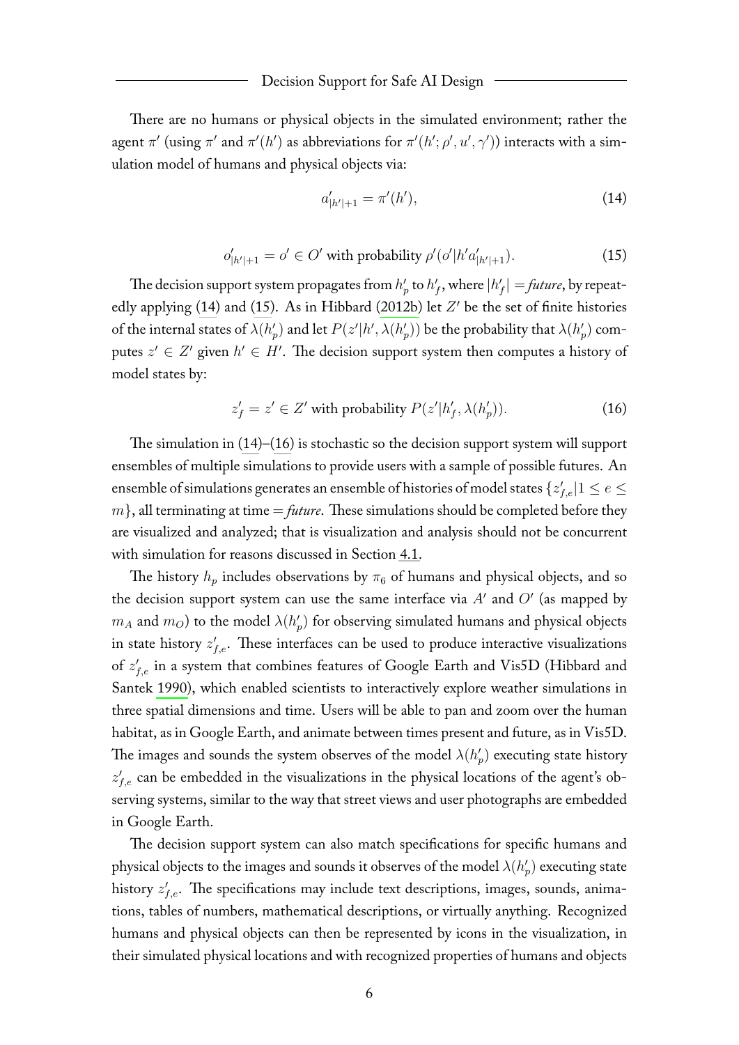There are no humans or physical objects in the simulated environment; rather the agent $\pi'$ (using $\pi'$ and $\pi'(h')$ as abbreviations for $\pi'(h'; \rho', u', \gamma')$) interacts with a simulation model of humans and physical objects via:

$$a'_{|h'|+1} = \pi'(h'), \tag{14}$$

$$o'_{|h'|+1} = o' \in O' \text{ with probability } \rho'(o'|h'a'_{|h'|+1}). \tag{15}$$

The decision support system propagates from $h'_p$ to $h'_f$, where $|h'_f| = future$, by repeatedly applying (14) and (15). As in Hibbard (2012b) let $Z'$ be the set of finite histories of the internal states of $\lambda(h'_p)$ and let $P(z'|h', \lambda(h'_p))$ be the probability that $\lambda(h'_p)$ computes $z' \in Z'$ given $h' \in H'$. The decision support system then computes a history of model states by:

$$z'_f = z' \in Z' \text{ with probability } P(z'|h'_f, \lambda(h'_p)). \tag{16}$$

The simulation in (14)–(16) is stochastic so the decision support system will support ensembles of multiple simulations to provide users with a sample of possible futures. An ensemble of simulations generates an ensemble of histories of model states $\{z'_{f,e}|1 \leq e \leq m\}$, all terminating at time $= future$. These simulations should be completed before they are visualized and analyzed; that is visualization and analysis should not be concurrent with simulation for reasons discussed in Section 4.1.

The history $h_p$ includes observations by $\pi_6$ of humans and physical objects, and so the decision support system can use the same interface via $A'$ and $O'$ (as mapped by $m_A$ and $m_O$) to the model $\lambda(h'_p)$ for observing simulated humans and physical objects in state history $z'_{f,e}$. These interfaces can be used to produce interactive visualizations of $z'_{f,e}$ in a system that combines features of Google Earth and Vis5D (Hibbard and Santek 1990), which enabled scientists to interactively explore weather simulations in three spatial dimensions and time. Users will be able to pan and zoom over the human habitat, as in Google Earth, and animate between times present and future, as in Vis5D. The images and sounds the system observes of the model $\lambda(h'_p)$ executing state history $z'_{f,e}$ can be embedded in the visualizations in the physical locations of the agent's observing systems, similar to the way that street views and user photographs are embedded in Google Earth.

The decision support system can also match specifications for specific humans and physical objects to the images and sounds it observes of the model $\lambda(h'_p)$ executing state history $z'_{f,e}$. The specifications may include text descriptions, images, sounds, animations, tables of numbers, mathematical descriptions, or virtually anything. Recognized humans and physical objects can then be represented by icons in the visualization, in their simulated physical locations and with recognized properties of humans and objects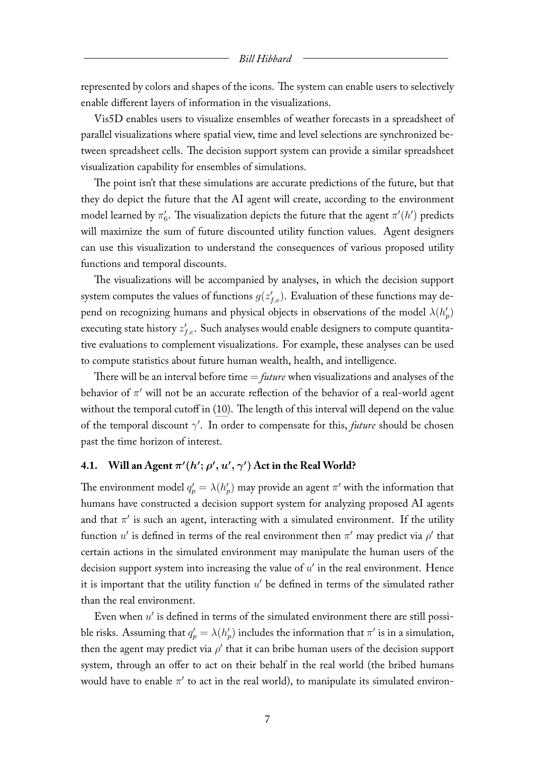represented by colors and shapes of the icons. The system can enable users to selectively enable different layers of information in the visualizations.

Vis5D enables users to visualize ensembles of weather forecasts in a spreadsheet of parallel visualizations where spatial view, time and level selections are synchronized between spreadsheet cells. The decision support system can provide a similar spreadsheet visualization capability for ensembles of simulations.

The point isn't that these simulations are accurate predictions of the future, but that they do depict the future that the AI agent will create, according to the environment model learned by $\pi'_6$. The visualization depicts the future that the agent $\pi'(h')$ predicts will maximize the sum of future discounted utility function values. Agent designers can use this visualization to understand the consequences of various proposed utility functions and temporal discounts.

The visualizations will be accompanied by analyses, in which the decision support system computes the values of functions $g(z'_{f,e})$. Evaluation of these functions may depend on recognizing humans and physical objects in observations of the model $\lambda(h'_p)$ executing state history $z'_{f,e}$. Such analyses would enable designers to compute quantitative evaluations to complement visualizations. For example, these analyses can be used to compute statistics about future human wealth, health, and intelligence.

There will be an interval before time = *future* when visualizations and analyses of the behavior of $\pi'$ will not be an accurate reflection of the behavior of a real-world agent without the temporal cutoff in (10). The length of this interval will depend on the value of the temporal discount $\gamma'$. In order to compensate for this, *future* should be chosen past the time horizon of interest.

## 4.1. Will an Agent $\pi'(h'; \rho', u', \gamma')$ Act in the Real World?

The environment model $q'_p = \lambda(h'_p)$ may provide an agent $\pi'$ with the information that humans have constructed a decision support system for analyzing proposed AI agents and that $\pi'$ is such an agent, interacting with a simulated environment. If the utility function $u'$ is defined in terms of the real environment then $\pi'$ may predict via $\rho'$ that certain actions in the simulated environment may manipulate the human users of the decision support system into increasing the value of $u'$ in the real environment. Hence it is important that the utility function $u'$ be defined in terms of the simulated rather than the real environment.

Even when $u'$ is defined in terms of the simulated environment there are still possible risks. Assuming that $q'_p = \lambda(h'_p)$ includes the information that $\pi'$ is in a simulation, then the agent may predict via $\rho'$ that it can bribe human users of the decision support system, through an offer to act on their behalf in the real world (the bribed humans would have to enable $\pi'$ to act in the real world), to manipulate its simulated environ-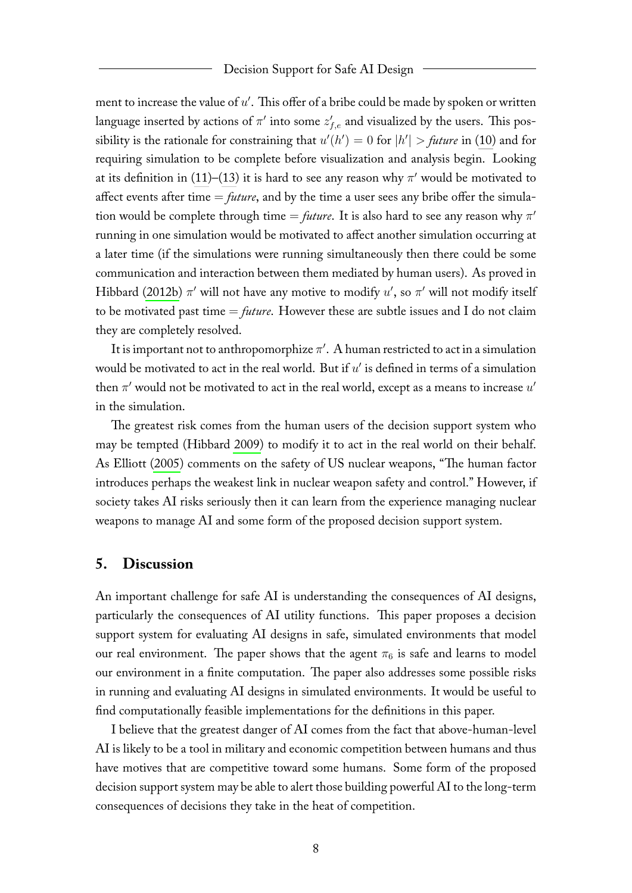ment to increase the value of $u'$. This offer of a bribe could be made by spoken or written language inserted by actions of $\pi'$ into some $z'_{f,e}$ and visualized by the users. This possibility is the rationale for constraining that $u'(h') = 0$ for $|h'| >$ *future* in (10) and for requiring simulation to be complete before visualization and analysis begin. Looking at its definition in (11)–(13) it is hard to see any reason why $\pi'$ would be motivated to affect events after time = *future*, and by the time a user sees any bribe offer the simulation would be complete through time = *future*. It is also hard to see any reason why $\pi'$ running in one simulation would be motivated to affect another simulation occurring at a later time (if the simulations were running simultaneously then there could be some communication and interaction between them mediated by human users). As proved in Hibbard (2012b) $\pi'$ will not have any motive to modify $u'$, so $\pi'$ will not modify itself to be motivated past time = *future*. However these are subtle issues and I do not claim they are completely resolved.

It is important not to anthropomorphize $\pi'$. A human restricted to act in a simulation would be motivated to act in the real world. But if $u'$ is defined in terms of a simulation then $\pi'$ would not be motivated to act in the real world, except as a means to increase $u'$ in the simulation.

The greatest risk comes from the human users of the decision support system who may be tempted (Hibbard 2009) to modify it to act in the real world on their behalf. As Elliott (2005) comments on the safety of US nuclear weapons, "The human factor introduces perhaps the weakest link in nuclear weapon safety and control." However, if society takes AI risks seriously then it can learn from the experience managing nuclear weapons to manage AI and some form of the proposed decision support system.

## 5. Discussion

An important challenge for safe AI is understanding the consequences of AI designs, particularly the consequences of AI utility functions. This paper proposes a decision support system for evaluating AI designs in safe, simulated environments that model our real environment. The paper shows that the agent $\pi_6$ is safe and learns to model our environment in a finite computation. The paper also addresses some possible risks in running and evaluating AI designs in simulated environments. It would be useful to find computationally feasible implementations for the definitions in this paper.

I believe that the greatest danger of AI comes from the fact that above-human-level AI is likely to be a tool in military and economic competition between humans and thus have motives that are competitive toward some humans. Some form of the proposed decision support system may be able to alert those building powerful AI to the long-term consequences of decisions they take in the heat of competition.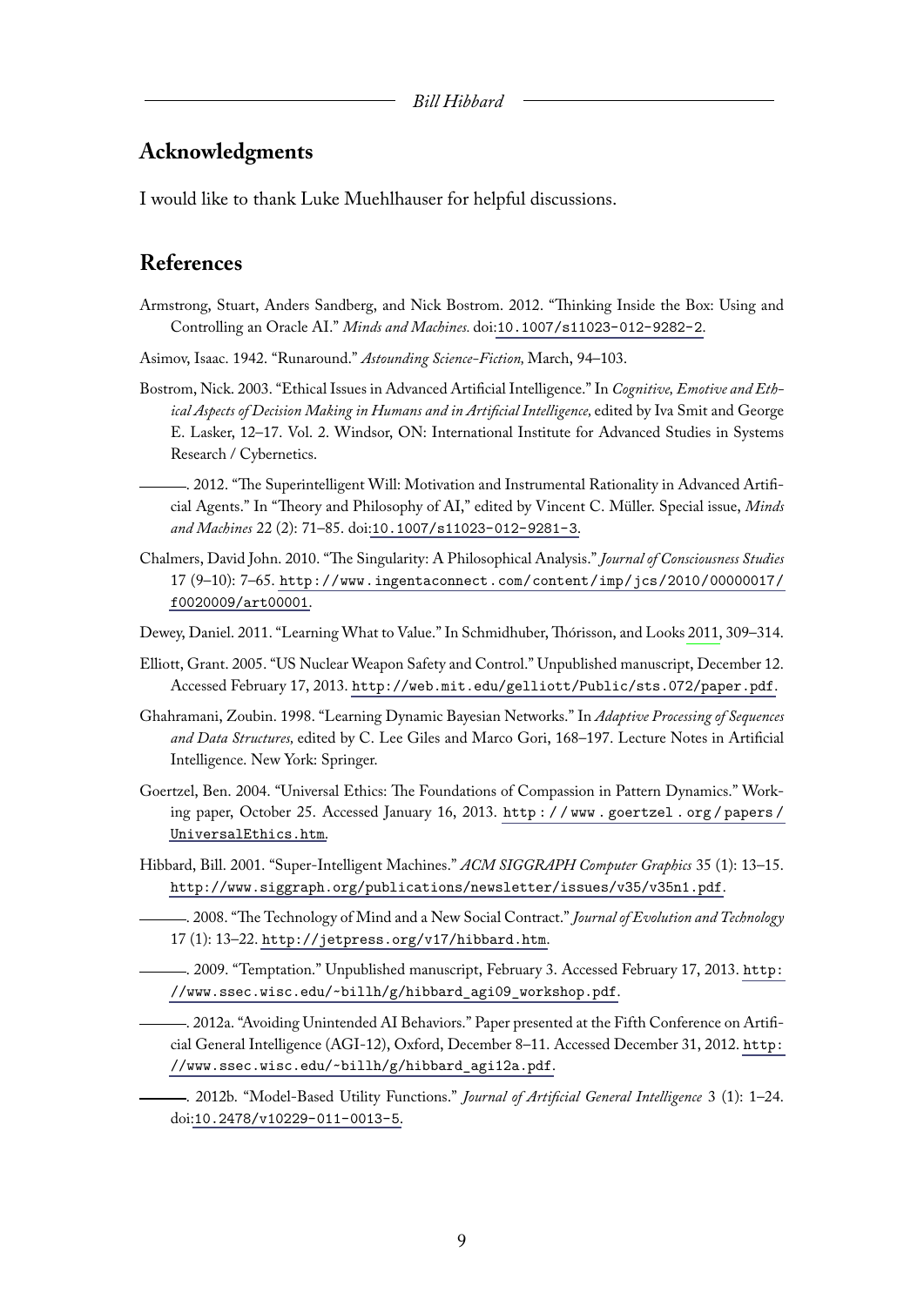## Acknowledgments

I would like to thank Luke Muehlhauser for helpful discussions.

## References

Armstrong, Stuart, Anders Sandberg, and Nick Bostrom. 2012. "Thinking Inside the Box: Using and Controlling an Oracle AI." *Minds and Machines.* doi:10.1007/s11023-012-9282-2.

Asimov, Isaac. 1942. "Runaround." *Astounding Science-Fiction,* March, 94–103.

Bostrom, Nick. 2003. "Ethical Issues in Advanced Artificial Intelligence." In *Cognitive, Emotive and Ethical Aspects of Decision Making in Humans and in Artificial Intelligence,* edited by Iva Smit and George E. Lasker, 12–17. Vol. 2. Windsor, ON: International Institute for Advanced Studies in Systems Research / Cybernetics.

———. 2012. "The Superintelligent Will: Motivation and Instrumental Rationality in Advanced Artificial Agents." In "Theory and Philosophy of AI," edited by Vincent C. Müller. Special issue, *Minds and Machines* 22 (2): 71–85. doi:10.1007/s11023-012-9281-3.

Chalmers, David John. 2010. "The Singularity: A Philosophical Analysis." *Journal of Consciousness Studies* 17 (9–10): 7–65. http://www.ingentaconnect.com/content/imp/jcs/2010/00000017/f0020009/art00001.

Dewey, Daniel. 2011. "Learning What to Value." In Schmidhuber, Thórisson, and Looks 2011, 309–314.

Elliott, Grant. 2005. "US Nuclear Weapon Safety and Control." Unpublished manuscript, December 12. Accessed February 17, 2013. http://web.mit.edu/gelliott/Public/sts.072/paper.pdf.

Ghahramani, Zoubin. 1998. "Learning Dynamic Bayesian Networks." In *Adaptive Processing of Sequences and Data Structures,* edited by C. Lee Giles and Marco Gori, 168–197. Lecture Notes in Artificial Intelligence. New York: Springer.

Goertzel, Ben. 2004. "Universal Ethics: The Foundations of Compassion in Pattern Dynamics." Working paper, October 25. Accessed January 16, 2013. http://www.goertzel.org/papers/UniversalEthics.htm.

Hibbard, Bill. 2001. "Super-Intelligent Machines." *ACM SIGGRAPH Computer Graphics* 35 (1): 13–15. http://www.siggraph.org/publications/newsletter/issues/v35/v35n1.pdf.

———. 2008. "The Technology of Mind and a New Social Contract." *Journal of Evolution and Technology* 17 (1): 13–22. http://jetpress.org/v17/hibbard.htm.

———. 2009. "Temptation." Unpublished manuscript, February 3. Accessed February 17, 2013. http://www.ssec.wisc.edu/~billh/g/hibbard_agi09_workshop.pdf.

———. 2012a. "Avoiding Unintended AI Behaviors." Paper presented at the Fifth Conference on Artificial General Intelligence (AGI-12), Oxford, December 8–11. Accessed December 31, 2012. http://www.ssec.wisc.edu/~billh/g/hibbard_agi12a.pdf.

———. 2012b. "Model-Based Utility Functions." *Journal of Artificial General Intelligence* 3 (1): 1–24. doi:10.2478/v10229-011-0013-5.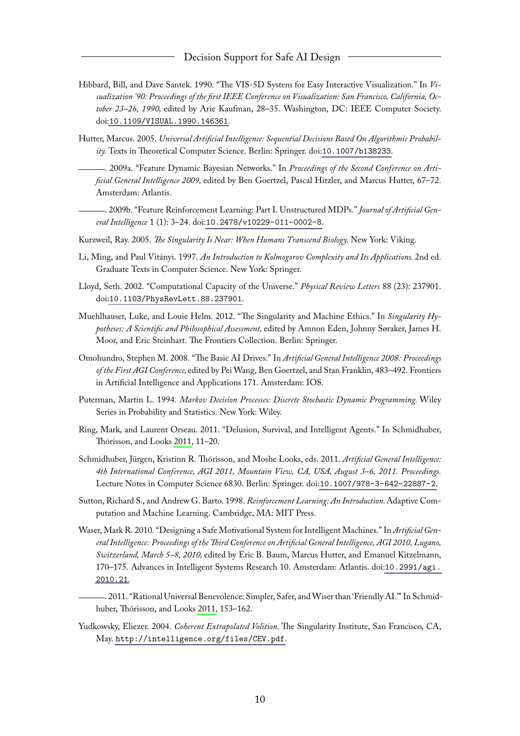Hibbard, Bill, and Dave Santek. 1990. "The VIS-5D System for Easy Interactive Visualization." In *Visualization '90: Proceedings of the first IEEE Conference on Visualization: San Francisco, California, October 23–26, 1990,* edited by Arie Kaufman, 28–35. Washington, DC: IEEE Computer Society. doi:10.1109/VISUAL.1990.146361.

Hutter, Marcus. 2005. *Universal Artificial Intelligence: Sequential Decisions Based On Algorithmic Probability.* Texts in Theoretical Computer Science. Berlin: Springer. doi:10.1007/b138233.

———. 2009a. "Feature Dynamic Bayesian Networks." In *Proceedings of the Second Conference on Artificial General Intelligence 2009,* edited by Ben Goertzel, Pascal Hitzler, and Marcus Hutter, 67–72. Amsterdam: Atlantis.

———. 2009b. "Feature Reinforcement Learning: Part I. Unstructured MDPs." *Journal of Artificial General Intelligence* 1 (1): 3–24. doi:10.2478/v10229-011-0002-8.

Kurzweil, Ray. 2005. *The Singularity Is Near: When Humans Transcend Biology.* New York: Viking.

Li, Ming, and Paul Vitányi. 1997. *An Introduction to Kolmogorov Complexity and Its Applications.* 2nd ed. Graduate Texts in Computer Science. New York: Springer.

Lloyd, Seth. 2002. "Computational Capacity of the Universe." *Physical Review Letters* 88 (23): 237901. doi:10.1103/PhysRevLett.88.237901.

Muehlhauser, Luke, and Louie Helm. 2012. "The Singularity and Machine Ethics." In *Singularity Hypotheses: A Scientific and Philosophical Assessment,* edited by Amnon Eden, Johnny Søraker, James H. Moor, and Eric Steinhart. The Frontiers Collection. Berlin: Springer.

Omohundro, Stephen M. 2008. "The Basic AI Drives." In *Artificial General Intelligence 2008: Proceedings of the First AGI Conference,* edited by Pei Wang, Ben Goertzel, and Stan Franklin, 483–492. Frontiers in Artificial Intelligence and Applications 171. Amsterdam: IOS.

Puterman, Martin L. 1994. *Markov Decision Processes: Discrete Stochastic Dynamic Programming.* Wiley Series in Probability and Statistics. New York: Wiley.

Ring, Mark, and Laurent Orseau. 2011. "Delusion, Survival, and Intelligent Agents." In Schmidhuber, Thórisson, and Looks 2011, 11–20.

Schmidhuber, Jürgen, Kristinn R. Thórisson, and Moshe Looks, eds. 2011. *Artificial General Intelligence: 4th International Conference, AGI 2011, Mountain View, CA, USA, August 3–6, 2011. Proceedings.* Lecture Notes in Computer Science 6830. Berlin: Springer. doi:10.1007/978-3-642-22887-2.

Sutton, Richard S., and Andrew G. Barto. 1998. *Reinforcement Learning: An Introduction.* Adaptive Computation and Machine Learning. Cambridge, MA: MIT Press.

Waser, Mark R. 2010. "Designing a Safe Motivational System for Intelligent Machines." In *Artificial General Intelligence: Proceedings of the Third Conference on Artificial General Intelligence, AGI 2010, Lugano, Switzerland, March 5–8, 2010,* edited by Eric B. Baum, Marcus Hutter, and Emanuel Kitzelmann, 170–175. Advances in Intelligent Systems Research 10. Amsterdam: Atlantis. doi:10.2991/agi.2010.21.

———. 2011. "Rational Universal Benevolence: Simpler, Safer, and Wiser than 'Friendly AI.'" In Schmidhuber, Thórisson, and Looks 2011, 153–162.

Yudkowsky, Eliezer. 2004. *Coherent Extrapolated Volition.* The Singularity Institute, San Francisco, CA, May. http://intelligence.org/files/CEV.pdf.